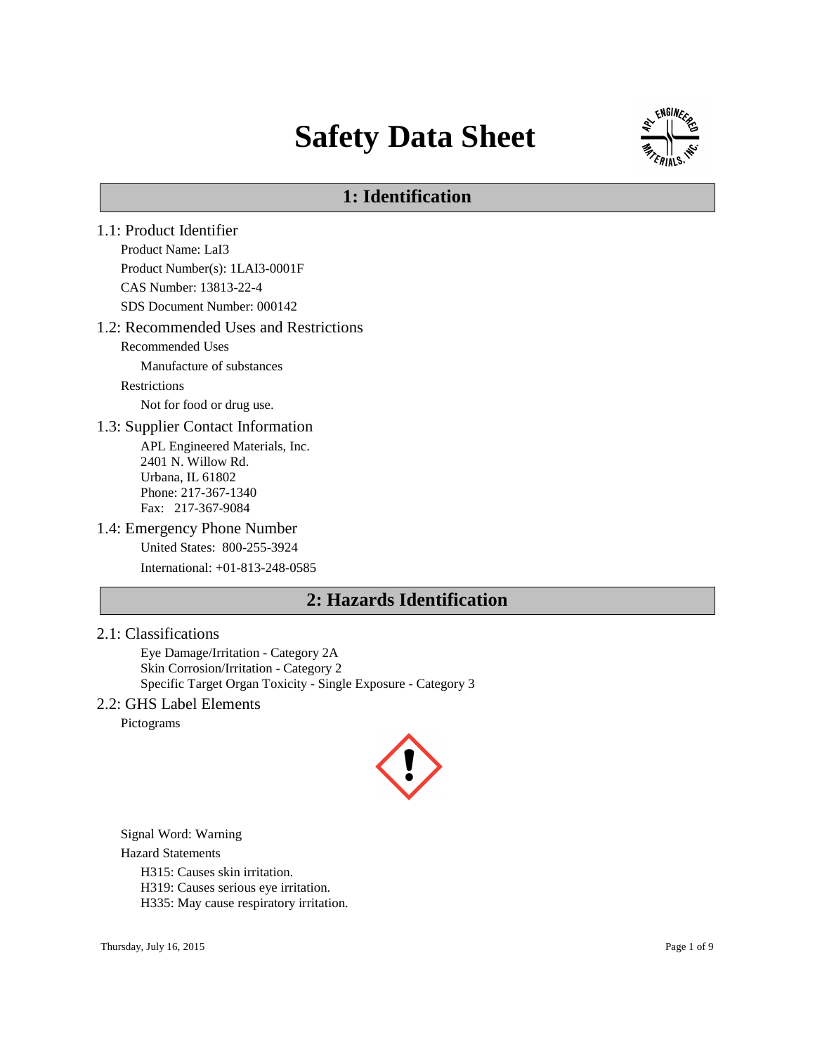# Safety Data Sheet

## 1: Identification

### 1.1: Product Identifier

Product Name: LaI3

Product Number(s): 1LAI3-0001F

CAS Number: 13813-22-4

SDS Document Number: 000142

### 1.2: Recommended Uses and Restrictions

Recommended Uses

Manufacture of substances

Restrictions

Not for food or drug use.

### 1.3: Supplier Contact Information

APL Engineered Materials, Inc.
2401 N. Willow Rd.
Urbana, IL 61802
Phone: 217-367-1340
Fax: 217-367-9084

### 1.4: Emergency Phone Number

United States: 800-255-3924

International: +01-813-248-0585

## 2: Hazards Identification

### 2.1: Classifications

Eye Damage/Irritation - Category 2A
Skin Corrosion/Irritation - Category 2
Specific Target Organ Toxicity - Single Exposure - Category 3

### 2.2: GHS Label Elements

Pictograms

Signal Word: Warning

Hazard Statements

H315: Causes skin irritation.
H319: Causes serious eye irritation.
H335: May cause respiratory irritation.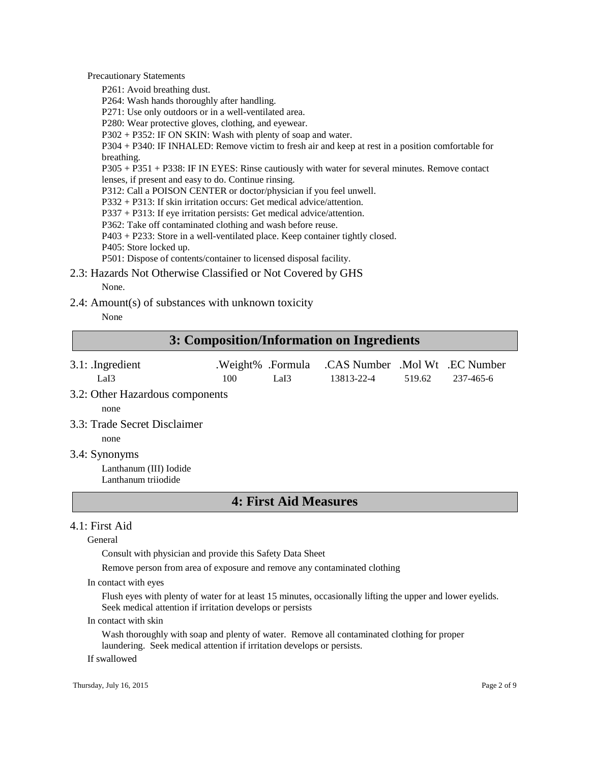Precautionary Statements

P261: Avoid breathing dust.
P264: Wash hands thoroughly after handling.
P271: Use only outdoors or in a well-ventilated area.
P280: Wear protective gloves, clothing, and eyewear.
P302 + P352: IF ON SKIN: Wash with plenty of soap and water.
P304 + P340: IF INHALED: Remove victim to fresh air and keep at rest in a position comfortable for breathing.
P305 + P351 + P338: IF IN EYES: Rinse cautiously with water for several minutes. Remove contact lenses, if present and easy to do. Continue rinsing.
P312: Call a POISON CENTER or doctor/physician if you feel unwell.
P332 + P313: If skin irritation occurs: Get medical advice/attention.
P337 + P313: If eye irritation persists: Get medical advice/attention.
P362: Take off contaminated clothing and wash before reuse.
P403 + P233: Store in a well-ventilated place. Keep container tightly closed.
P405: Store locked up.
P501: Dispose of contents/container to licensed disposal facility.

### 2.3: Hazards Not Otherwise Classified or Not Covered by GHS

None.

### 2.4: Amount(s) of substances with unknown toxicity

None

## 3: Composition/Information on Ingredients

| 3.1: .Ingredient | .Weight% | .Formula | .CAS Number | .Mol Wt | .EC Number |
|---|---|---|---|---|---|
| LaI3 | 100 | LaI3 | 13813-22-4 | 519.62 | 237-465-6 |

### 3.2: Other Hazardous components

none

### 3.3: Trade Secret Disclaimer

none

### 3.4: Synonyms

Lanthanum (III) Iodide
Lanthanum triiodide

## 4: First Aid Measures

### 4.1: First Aid

General

Consult with physician and provide this Safety Data Sheet

Remove person from area of exposure and remove any contaminated clothing

In contact with eyes

Flush eyes with plenty of water for at least 15 minutes, occasionally lifting the upper and lower eyelids. Seek medical attention if irritation develops or persists

In contact with skin

Wash thoroughly with soap and plenty of water. Remove all contaminated clothing for proper laundering. Seek medical attention if irritation develops or persists.

If swallowed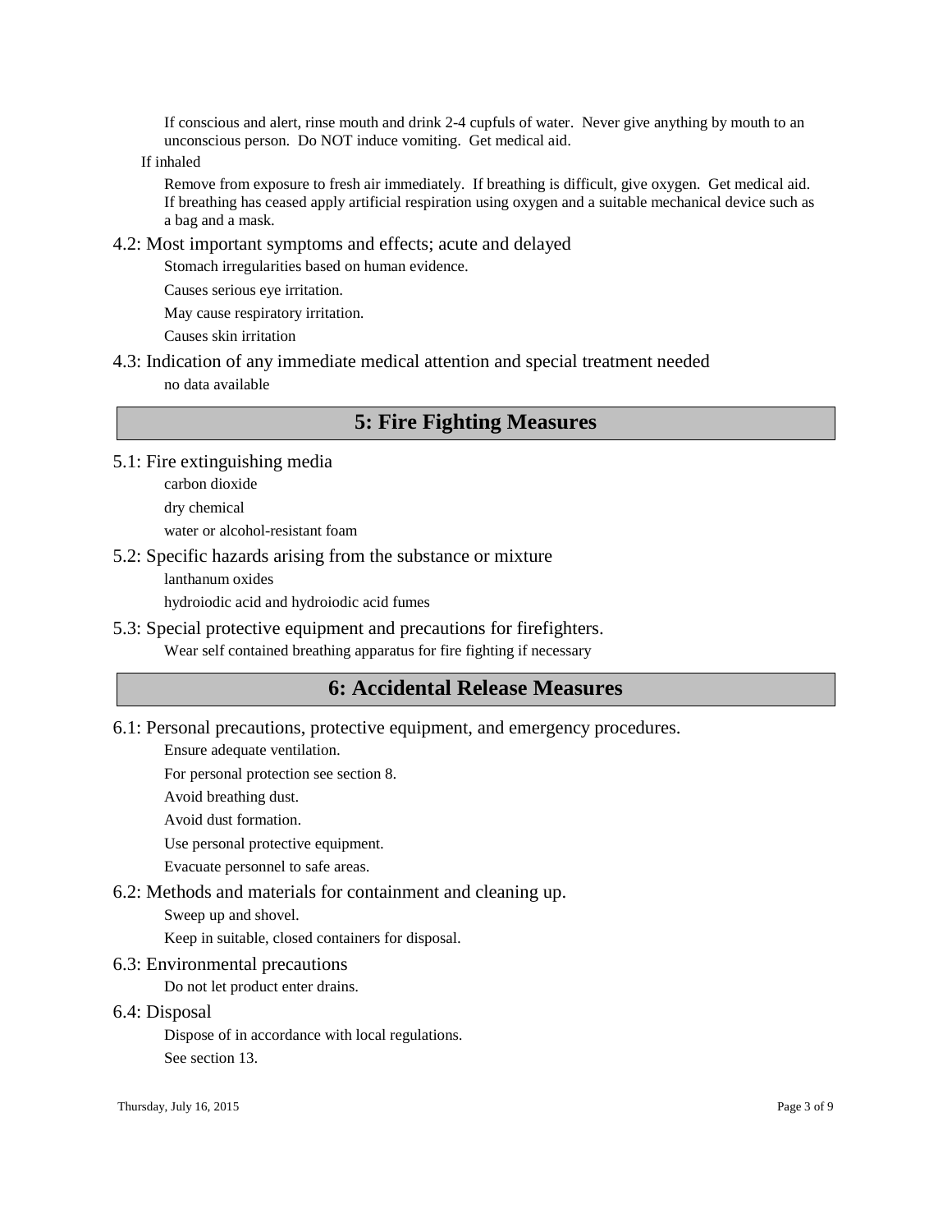If conscious and alert, rinse mouth and drink 2-4 cupfuls of water. Never give anything by mouth to an unconscious person. Do NOT induce vomiting. Get medical aid.

If inhaled

Remove from exposure to fresh air immediately. If breathing is difficult, give oxygen. Get medical aid. If breathing has ceased apply artificial respiration using oxygen and a suitable mechanical device such as a bag and a mask.

### 4.2: Most important symptoms and effects; acute and delayed

Stomach irregularities based on human evidence.

Causes serious eye irritation.

May cause respiratory irritation.

Causes skin irritation

### 4.3: Indication of any immediate medical attention and special treatment needed

no data available

## 5: Fire Fighting Measures

### 5.1: Fire extinguishing media

carbon dioxide

dry chemical

water or alcohol-resistant foam

### 5.2: Specific hazards arising from the substance or mixture

lanthanum oxides

hydroiodic acid and hydroiodic acid fumes

### 5.3: Special protective equipment and precautions for firefighters.

Wear self contained breathing apparatus for fire fighting if necessary

## 6: Accidental Release Measures

### 6.1: Personal precautions, protective equipment, and emergency procedures.

Ensure adequate ventilation.

For personal protection see section 8.

Avoid breathing dust.

Avoid dust formation.

Use personal protective equipment.

Evacuate personnel to safe areas.

### 6.2: Methods and materials for containment and cleaning up.

Sweep up and shovel.

Keep in suitable, closed containers for disposal.

### 6.3: Environmental precautions

Do not let product enter drains.

### 6.4: Disposal

Dispose of in accordance with local regulations.

See section 13.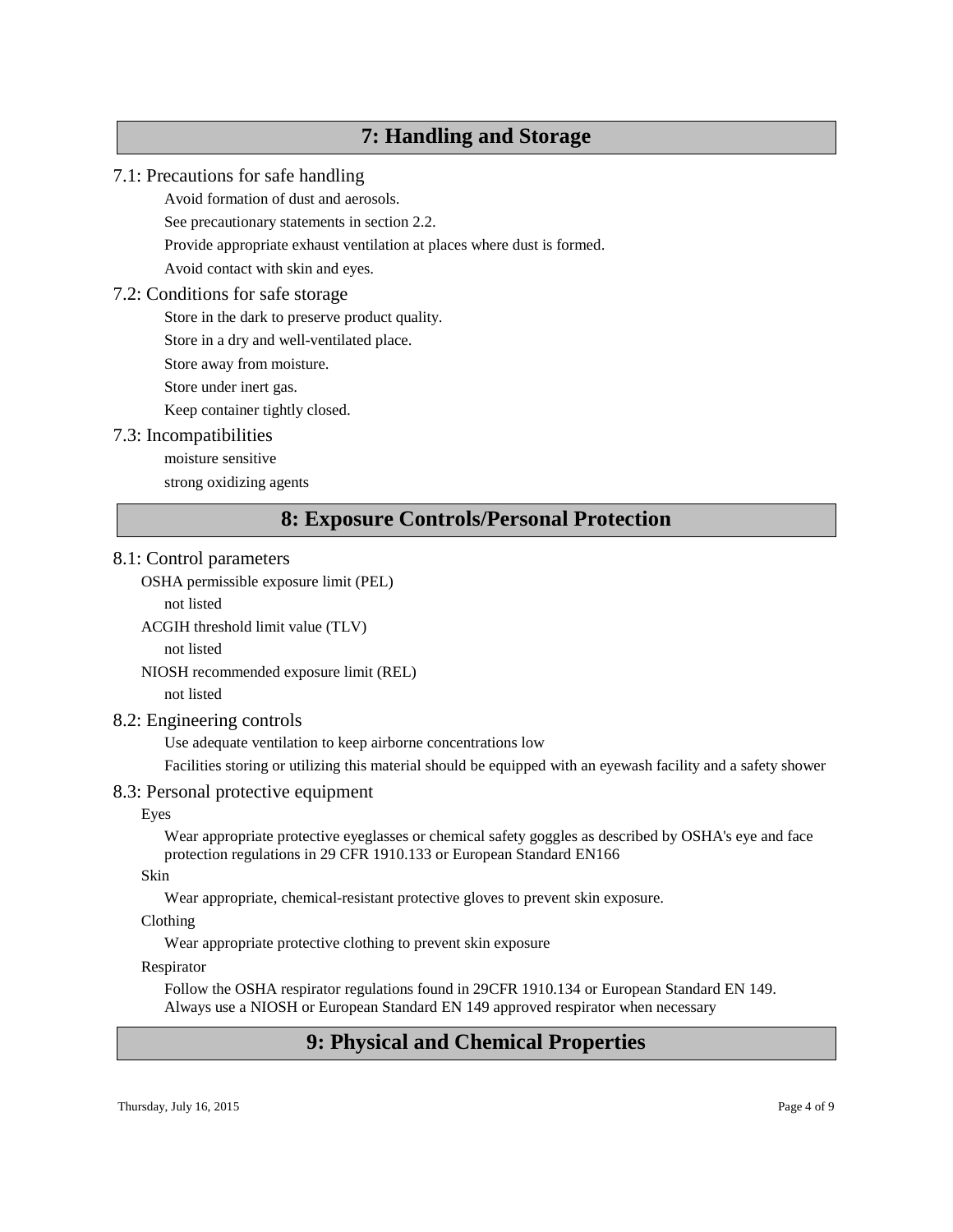## 7: Handling and Storage

### 7.1: Precautions for safe handling

Avoid formation of dust and aerosols.

See precautionary statements in section 2.2.

Provide appropriate exhaust ventilation at places where dust is formed.

Avoid contact with skin and eyes.

### 7.2: Conditions for safe storage

Store in the dark to preserve product quality.

Store in a dry and well-ventilated place.

Store away from moisture.

Store under inert gas.

Keep container tightly closed.

### 7.3: Incompatibilities

moisture sensitive

strong oxidizing agents

## 8: Exposure Controls/Personal Protection

### 8.1: Control parameters

OSHA permissible exposure limit (PEL)

not listed

ACGIH threshold limit value (TLV)

not listed

NIOSH recommended exposure limit (REL)

not listed

### 8.2: Engineering controls

Use adequate ventilation to keep airborne concentrations low

Facilities storing or utilizing this material should be equipped with an eyewash facility and a safety shower

### 8.3: Personal protective equipment

Eyes

Wear appropriate protective eyeglasses or chemical safety goggles as described by OSHA's eye and face protection regulations in 29 CFR 1910.133 or European Standard EN166

Skin

Wear appropriate, chemical-resistant protective gloves to prevent skin exposure.

Clothing

Wear appropriate protective clothing to prevent skin exposure

Respirator

Follow the OSHA respirator regulations found in 29CFR 1910.134 or European Standard EN 149. Always use a NIOSH or European Standard EN 149 approved respirator when necessary

## 9: Physical and Chemical Properties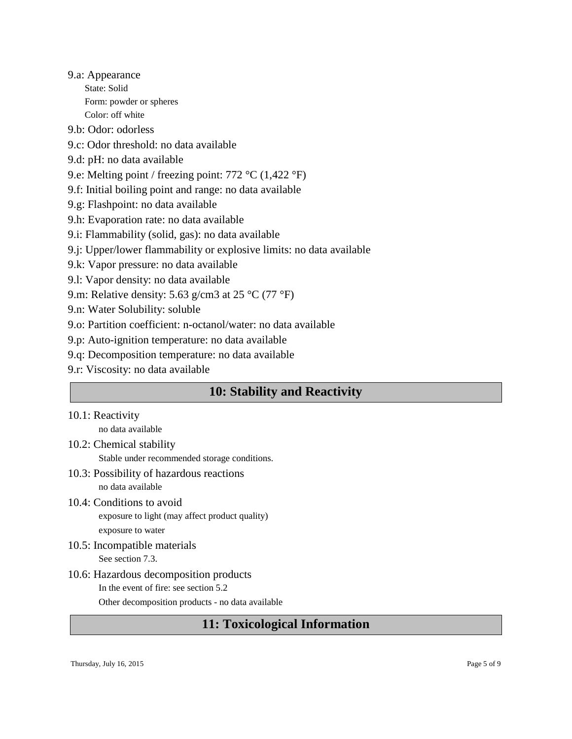9.a: Appearance

State: Solid

Form: powder or spheres

Color: off white

9.b: Odor: odorless

9.c: Odor threshold: no data available

9.d: pH: no data available

9.e: Melting point / freezing point: 772 °C (1,422 °F)

9.f: Initial boiling point and range: no data available

9.g: Flashpoint: no data available

9.h: Evaporation rate: no data available

9.i: Flammability (solid, gas): no data available

9.j: Upper/lower flammability or explosive limits: no data available

9.k: Vapor pressure: no data available

9.l: Vapor density: no data available

9.m: Relative density: 5.63 g/cm3 at 25 °C (77 °F)

9.n: Water Solubility: soluble

9.o: Partition coefficient: n-octanol/water: no data available

9.p: Auto-ignition temperature: no data available

9.q: Decomposition temperature: no data available

9.r: Viscosity: no data available

## 10: Stability and Reactivity

10.1: Reactivity

no data available

10.2: Chemical stability

Stable under recommended storage conditions.

10.3: Possibility of hazardous reactions

no data available

10.4: Conditions to avoid

exposure to light (may affect product quality)

exposure to water

10.5: Incompatible materials

See section 7.3.

10.6: Hazardous decomposition products

In the event of fire: see section 5.2

Other decomposition products - no data available

## 11: Toxicological Information

Thursday, July 16, 2015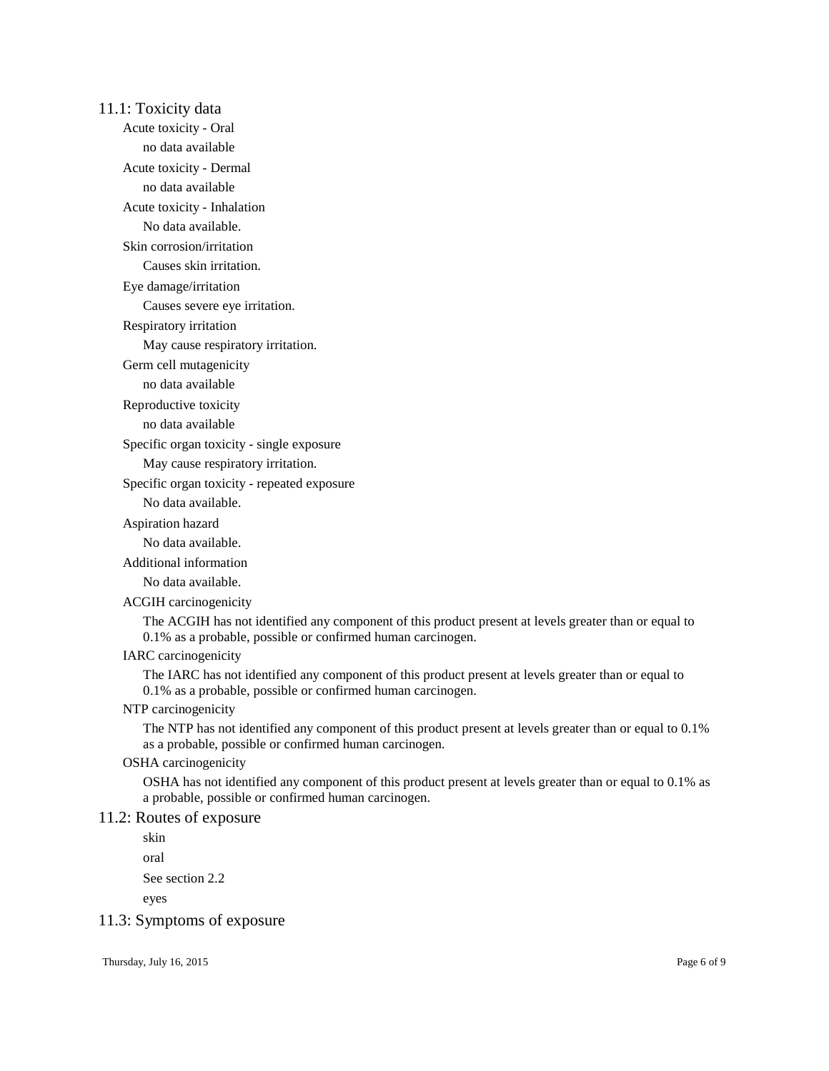## 11.1: Toxicity data

### Acute toxicity - Oral

no data available

### Acute toxicity - Dermal

no data available

### Acute toxicity - Inhalation

No data available.

### Skin corrosion/irritation

Causes skin irritation.

### Eye damage/irritation

Causes severe eye irritation.

### Respiratory irritation

May cause respiratory irritation.

### Germ cell mutagenicity

no data available

### Reproductive toxicity

no data available

### Specific organ toxicity - single exposure

May cause respiratory irritation.

### Specific organ toxicity - repeated exposure

No data available.

### Aspiration hazard

No data available.

### Additional information

No data available.

### ACGIH carcinogenicity

The ACGIH has not identified any component of this product present at levels greater than or equal to 0.1% as a probable, possible or confirmed human carcinogen.

### IARC carcinogenicity

The IARC has not identified any component of this product present at levels greater than or equal to 0.1% as a probable, possible or confirmed human carcinogen.

### NTP carcinogenicity

The NTP has not identified any component of this product present at levels greater than or equal to 0.1% as a probable, possible or confirmed human carcinogen.

### OSHA carcinogenicity

OSHA has not identified any component of this product present at levels greater than or equal to 0.1% as a probable, possible or confirmed human carcinogen.

## 11.2: Routes of exposure

skin

oral

See section 2.2

eyes

## 11.3: Symptoms of exposure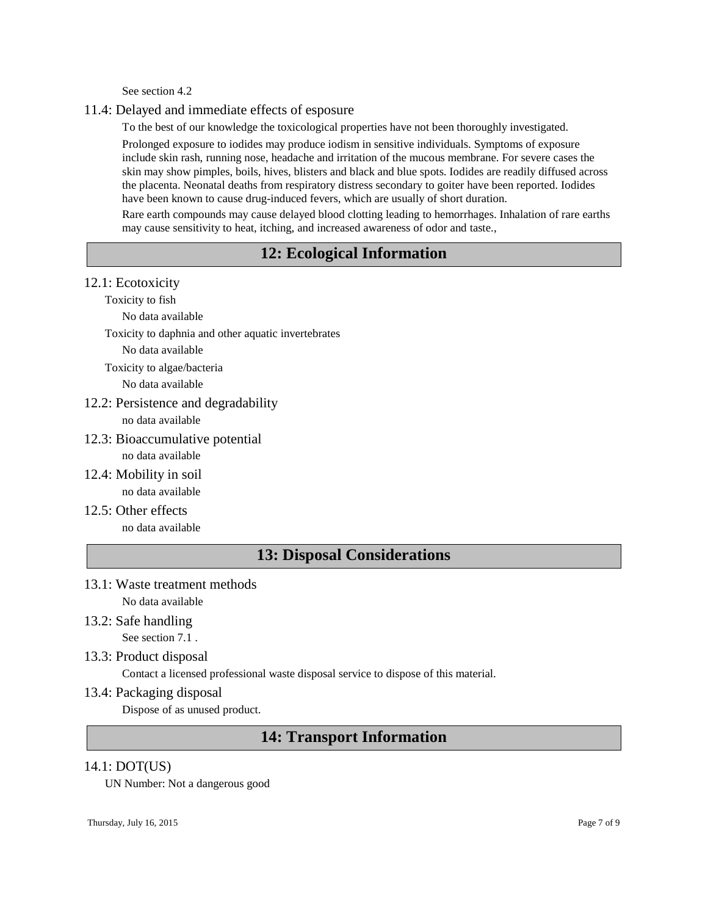See section 4.2

### 11.4: Delayed and immediate effects of esposure

To the best of our knowledge the toxicological properties have not been thoroughly investigated.

Prolonged exposure to iodides may produce iodism in sensitive individuals. Symptoms of exposure include skin rash, running nose, headache and irritation of the mucous membrane. For severe cases the skin may show pimples, boils, hives, blisters and black and blue spots. Iodides are readily diffused across the placenta. Neonatal deaths from respiratory distress secondary to goiter have been reported. Iodides have been known to cause drug-induced fevers, which are usually of short duration.

Rare earth compounds may cause delayed blood clotting leading to hemorrhages. Inhalation of rare earths may cause sensitivity to heat, itching, and increased awareness of odor and taste.,

## 12: Ecological Information

### 12.1: Ecotoxicity

Toxicity to fish

No data available

Toxicity to daphnia and other aquatic invertebrates

No data available

Toxicity to algae/bacteria

No data available

### 12.2: Persistence and degradability

no data available

### 12.3: Bioaccumulative potential

no data available

### 12.4: Mobility in soil

no data available

### 12.5: Other effects

no data available

## 13: Disposal Considerations

### 13.1: Waste treatment methods

No data available

### 13.2: Safe handling

See section 7.1 .

### 13.3: Product disposal

Contact a licensed professional waste disposal service to dispose of this material.

### 13.4: Packaging disposal

Dispose of as unused product.

## 14: Transport Information

### 14.1: DOT(US)

UN Number: Not a dangerous good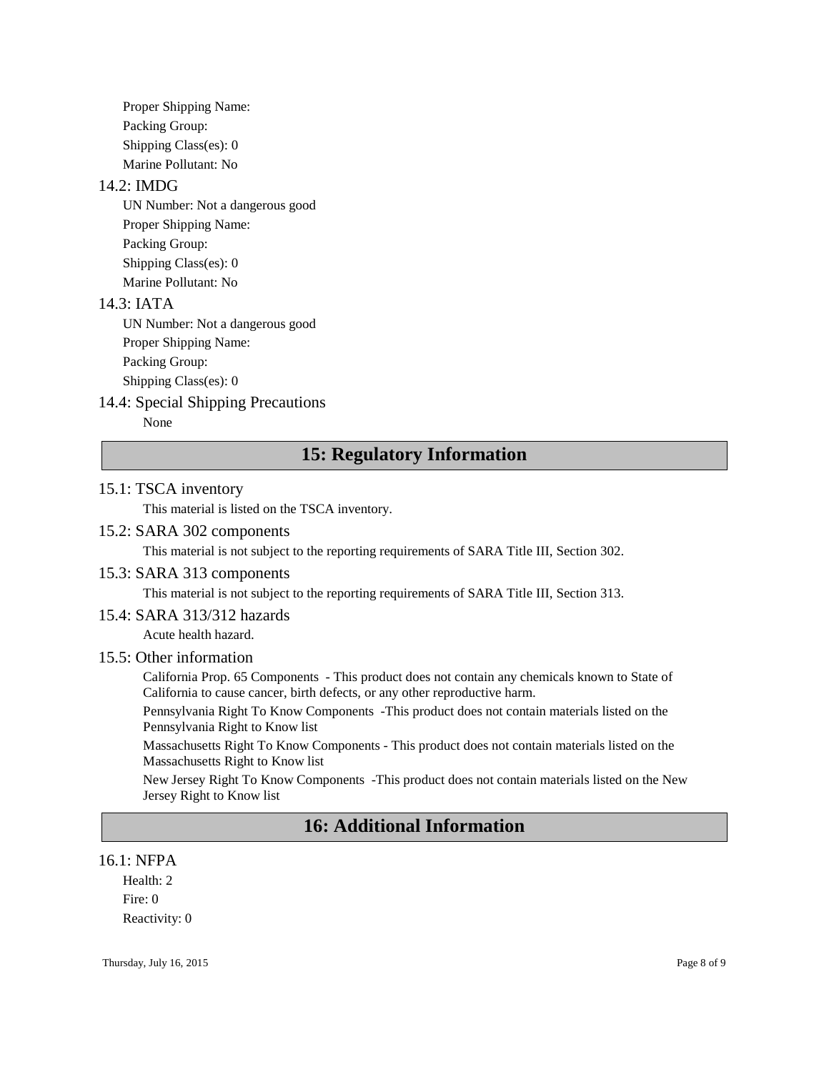Proper Shipping Name:

Packing Group:

Shipping Class(es): 0

Marine Pollutant: No

### 14.2: IMDG

UN Number: Not a dangerous good

Proper Shipping Name:

Packing Group:

Shipping Class(es): 0

Marine Pollutant: No

### 14.3: IATA

UN Number: Not a dangerous good

Proper Shipping Name:

Packing Group:

Shipping Class(es): 0

### 14.4: Special Shipping Precautions

None

## 15: Regulatory Information

### 15.1: TSCA inventory

This material is listed on the TSCA inventory.

### 15.2: SARA 302 components

This material is not subject to the reporting requirements of SARA Title III, Section 302.

### 15.3: SARA 313 components

This material is not subject to the reporting requirements of SARA Title III, Section 313.

### 15.4: SARA 313/312 hazards

Acute health hazard.

### 15.5: Other information

California Prop. 65 Components - This product does not contain any chemicals known to State of California to cause cancer, birth defects, or any other reproductive harm.

Pennsylvania Right To Know Components -This product does not contain materials listed on the Pennsylvania Right to Know list

Massachusetts Right To Know Components - This product does not contain materials listed on the Massachusetts Right to Know list

New Jersey Right To Know Components -This product does not contain materials listed on the New Jersey Right to Know list

## 16: Additional Information

### 16.1: NFPA

Health: 2

Fire: 0

Reactivity: 0

Thursday, July 16, 2015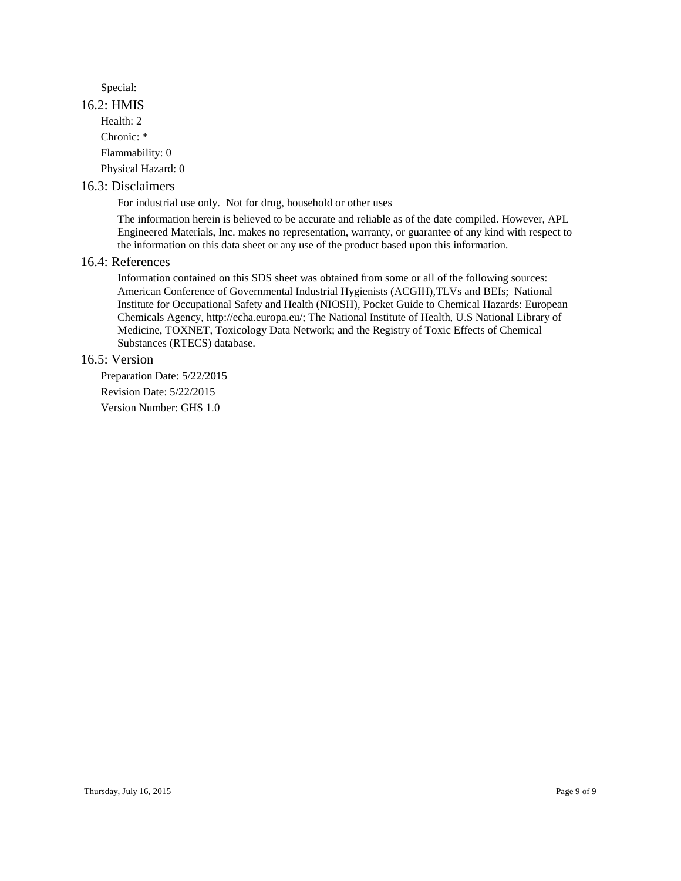Special:

## 16.2: HMIS

Health: 2

Chronic: *

Flammability: 0

Physical Hazard: 0

## 16.3: Disclaimers

For industrial use only.  Not for drug, household or other uses

The information herein is believed to be accurate and reliable as of the date compiled. However, APL Engineered Materials, Inc. makes no representation, warranty, or guarantee of any kind with respect to the information on this data sheet or any use of the product based upon this information.

## 16.4: References

Information contained on this SDS sheet was obtained from some or all of the following sources: American Conference of Governmental Industrial Hygienists (ACGIH),TLVs and BEIs;  National Institute for Occupational Safety and Health (NIOSH), Pocket Guide to Chemical Hazards: European Chemicals Agency, http://echa.europa.eu/; The National Institute of Health, U.S National Library of Medicine, TOXNET, Toxicology Data Network; and the Registry of Toxic Effects of Chemical Substances (RTECS) database.

## 16.5: Version

Preparation Date: 5/22/2015

Revision Date: 5/22/2015

Version Number: GHS 1.0